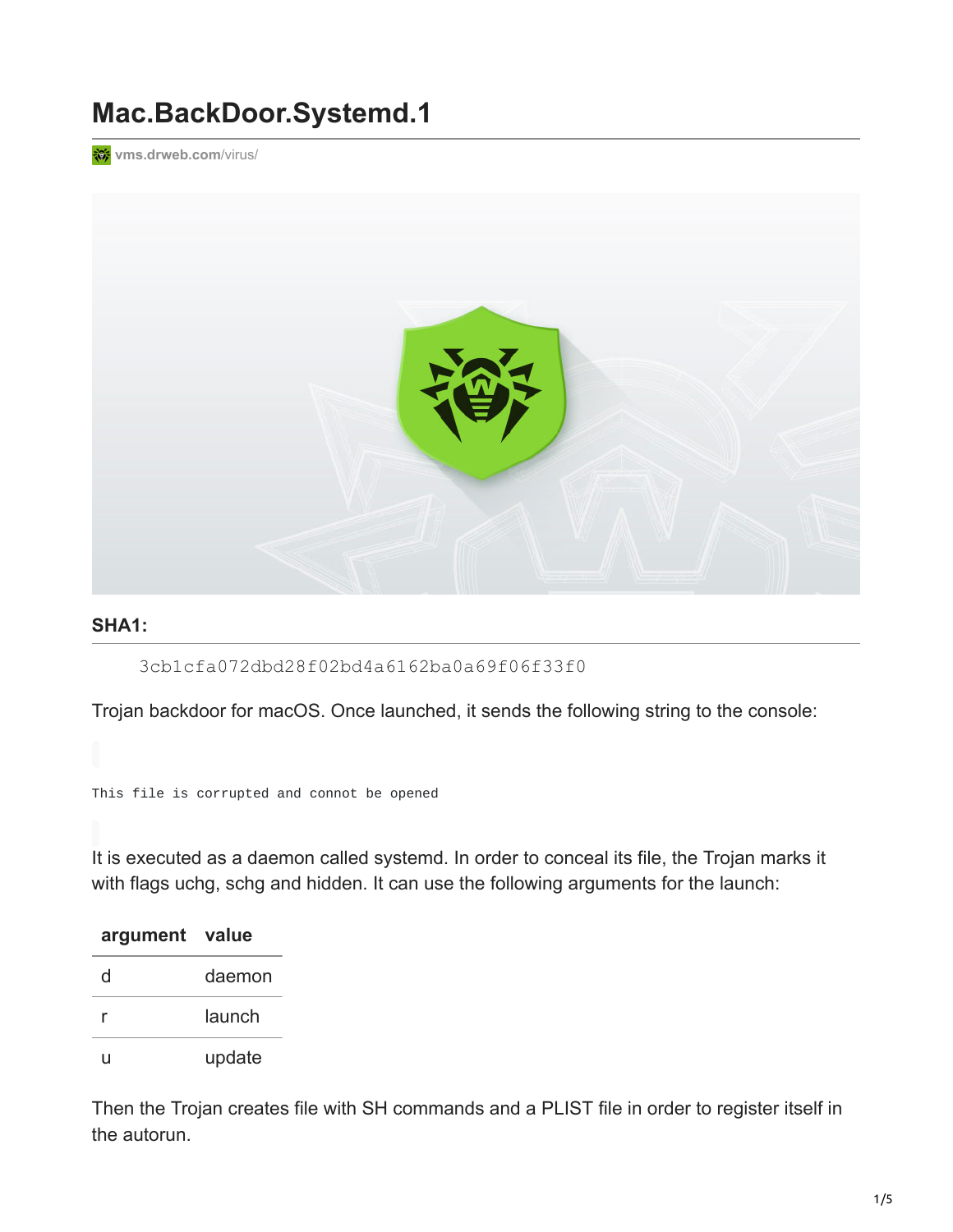# Mac.BackDoor.Systemd.1

vms.drweb.com/virus/

**SHA1:**

```
3cb1cfa072dbd28f02bd4a6162ba0a69f06f33f0
```

Trojan backdoor for macOS. Once launched, it sends the following string to the console:

```
This file is corrupted and connot be opened
```

It is executed as a daemon called systemd. In order to conceal its file, the Trojan marks it with flags uchg, schg and hidden. It can use the following arguments for the launch:

| argument | value |
| --- | --- |
| d | daemon |
| r | launch |
| u | update |

Then the Trojan creates file with SH commands and a PLIST file in order to register itself in the autorun.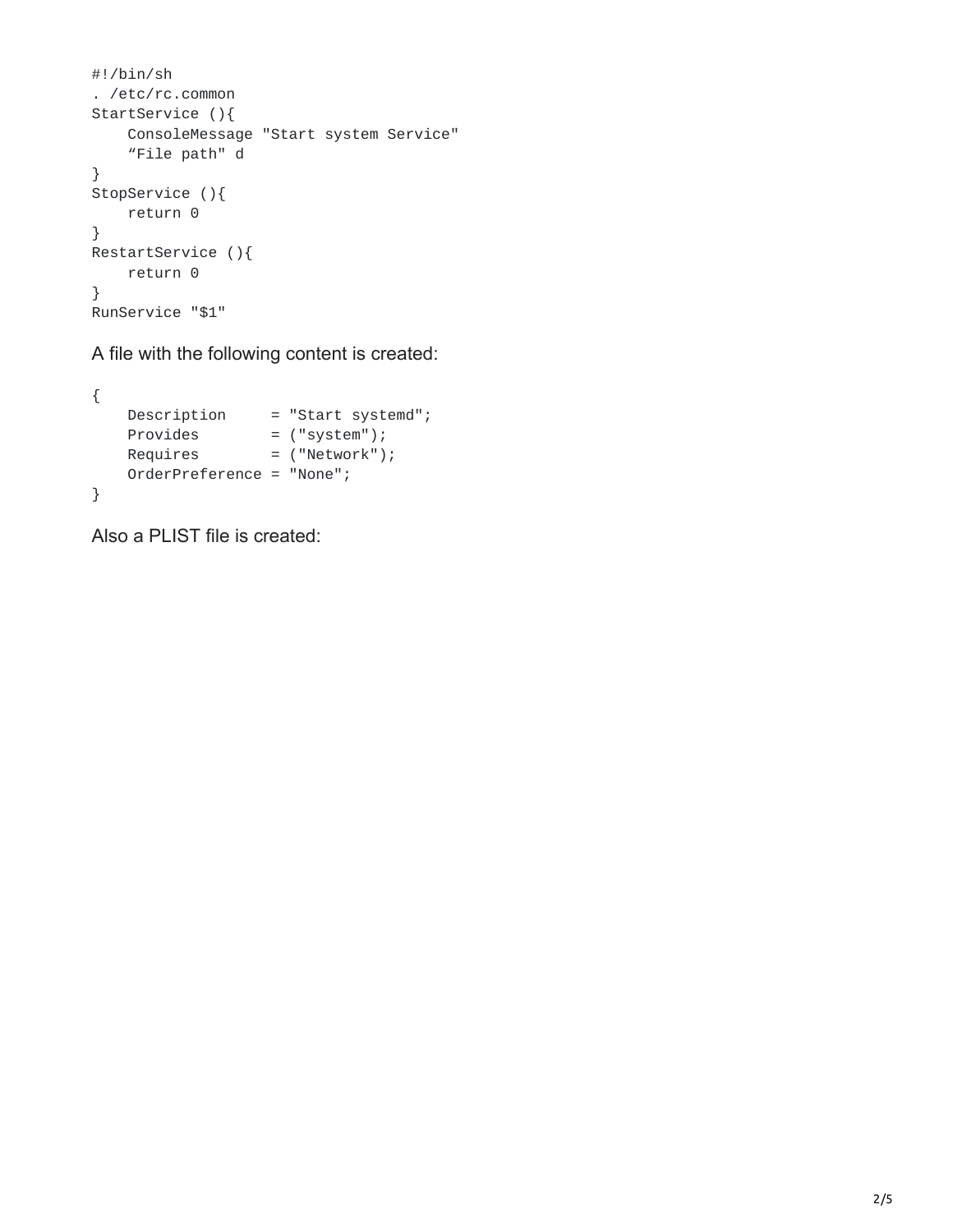```
#!/bin/sh
. /etc/rc.common
StartService (){
    ConsoleMessage "Start system Service"
    “File path" d
}
StopService (){
    return 0
}
RestartService (){
    return 0
}
RunService "$1"
```

A file with the following content is created:

```
{
    Description     = "Start systemd";
    Provides        = ("system");
    Requires        = ("Network");
    OrderPreference = "None";
}
```

Also a PLIST file is created: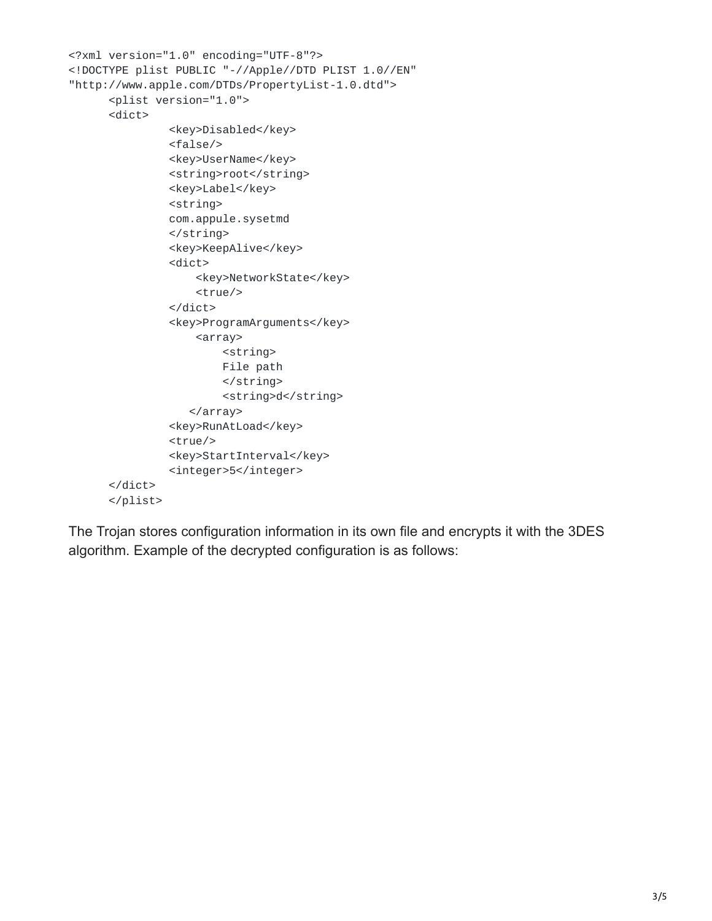```
<?xml version="1.0" encoding="UTF-8"?>
<!DOCTYPE plist PUBLIC "-//Apple//DTD PLIST 1.0//EN"
"http://www.apple.com/DTDs/PropertyList-1.0.dtd">
      <plist version="1.0">
      <dict>
               <key>Disabled</key>
               <false/>
               <key>UserName</key>
               <string>root</string>
               <key>Label</key>
               <string>
               com.appule.sysetmd
               </string>
               <key>KeepAlive</key>
               <dict>
                   <key>NetworkState</key>
                   <true/>
               </dict>
               <key>ProgramArguments</key>
                   <array>
                       <string>
                       File path
                       </string>
                       <string>d</string>
                  </array>
               <key>RunAtLoad</key>
               <true/>
               <key>StartInterval</key>
               <integer>5</integer>
      </dict>
      </plist>
```

The Trojan stores configuration information in its own file and encrypts it with the 3DES algorithm. Example of the decrypted configuration is as follows: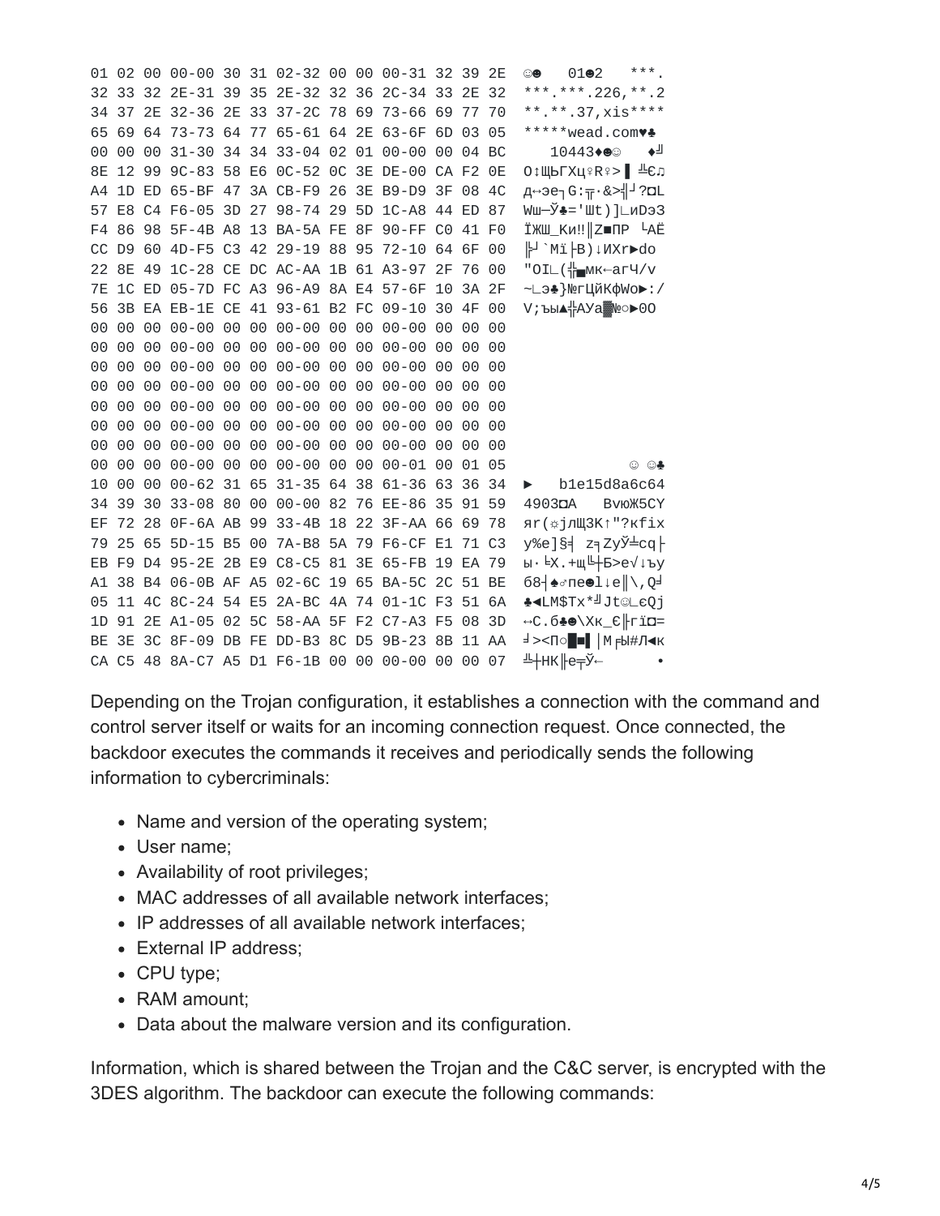```
01 02 00 00-00 30 31 02-32 00 00 00-31 32 39 2E  ☺☻   01☻2   ***.
32 33 32 2E-31 39 35 2E-32 32 36 2C-34 33 2E 32  ***.***.226,**.2
34 37 2E 32-36 2E 33 37-2C 78 69 73-66 69 77 70  **.**.37,xis****
65 69 64 73-73 64 77 65-61 64 2E 63-6F 6D 03 05  *****wead.com♥♣
00 00 00 31-30 34 34 33-04 02 01 00-00 00 04 BC     10443♦☻☺   ♦╝
8E 12 99 9C-83 58 E6 0C-52 0C 3E DE-00 CA F2 0E  О↕ЩЬГХц♀R♀>▌ ╩Є♫
A4 1D ED 65-BF 47 3A CB-F9 26 3E B9-D9 3F 08 4C  д↔эе┐G:╦·&>╣┘?◘L
57 E8 C4 F6-05 3D 27 98-74 29 5D 1C-A8 44 ED 87  Wш─Ў♣='Шt)]∟иDэЗ
F4 86 98 5F-4B A8 13 BA-5A FE 8F 90-FF C0 41 F0  ЇЖШ_Ки‼║Z■ПР └AЁ
CC D9 60 4D-F5 C3 42 29-19 88 95 72-10 64 6F 00  ╠┘`Mї├B)↓ИХr►do
22 8E 49 1C-28 CE DC AC-AA 1B 61 A3-97 2F 76 00  "OI∟(╬▄мк←агЧ/v
7E 1C ED 05-7D FC A3 96-A9 8A E4 57-6F 10 3A 2F  ~∟э♣}№гЦйКфWo►:/
56 3B EA EB-1E CE 41 93-61 B2 FC 09-10 30 4F 00  V;ъы▲╬АУа▓№○►0O
00 00 00 00-00 00 00 00-00 00 00 00-00 00 00 00
00 00 00 00-00 00 00 00-00 00 00 00-00 00 00 00
00 00 00 00-00 00 00 00-00 00 00 00-00 00 00 00
00 00 00 00-00 00 00 00-00 00 00 00-00 00 00 00
00 00 00 00-00 00 00 00-00 00 00 00-00 00 00 00
00 00 00 00-00 00 00 00-00 00 00 00-00 00 00 00
00 00 00 00-00 00 00 00-00 00 00 00-00 00 00 00
00 00 00 00-00 00 00 00-00 00 00 00-01 00 01 05              ☺ ☺♣
10 00 00 00-62 31 65 31-35 64 38 61-36 63 36 34  ►   b1e15d8a6c64
34 39 30 33-08 80 00 00-00 82 76 EE-86 35 91 59  4903◘А   ВvюЖ5СY
EF 72 28 0F-6A AB 99 33-4B 18 22 3F-AA 66 69 78  яr(☼jлЩ3K↑"?кfix
79 25 65 5D-15 B5 00 7A-B8 5A 79 F6-CF E1 71 C3  y%e]§╡ z╕ZyЎ╧сq├
EB F9 D4 95-2E 2B E9 C8-C5 81 3E 65-FB 19 EA 79  ы·╘Х.+щ╚┼Б>e√↓ъy
A1 38 B4 06-0B AF A5 02-6C 19 65 BA-5C 2C 51 BE  б8┤♠♂пе☻l↓e║\,Q╛
05 11 4C 8C-24 54 E5 2A-BC 4A 74 01-1C F3 51 6A  ♣◄LМ$Tх*╝Jt☺∟єQj
1D 91 2E A1-05 02 5C 58-AA 5F F2 C7-A3 F5 08 3D  ↔С.б♣☻\Xк_Є╟гї◘=
BE 3E 3C 8F-09 DB FE DD-B3 8C D5 9B-23 8B 11 AA  ╛><П○█■▌│М╒Ы#Л◄к
CA C5 48 8A-C7 A5 D1 F6-1B 00 00 00-00 00 00 07  ╩┼НК╟е╤Ў←        •
```

Depending on the Trojan configuration, it establishes a connection with the command and control server itself or waits for an incoming connection request. Once connected, the backdoor executes the commands it receives and periodically sends the following information to cybercriminals:

- Name and version of the operating system;
- User name;
- Availability of root privileges;
- MAC addresses of all available network interfaces;
- IP addresses of all available network interfaces;
- External IP address;
- CPU type;
- RAM amount;
- Data about the malware version and its configuration.

Information, which is shared between the Trojan and the C&C server, is encrypted with the 3DES algorithm. The backdoor can execute the following commands: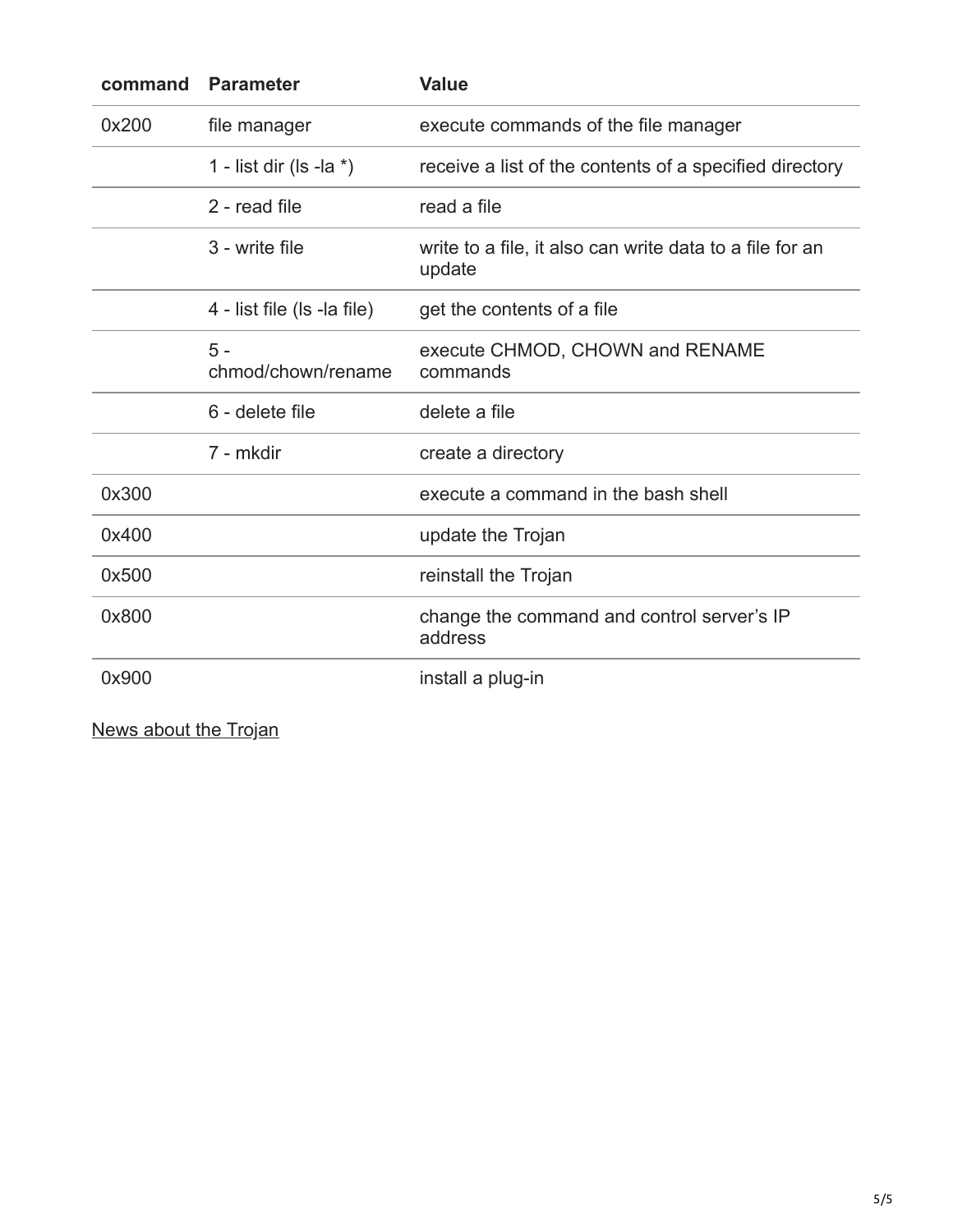| command | Parameter | Value |
|---|---|---|
| 0x200 | file manager | execute commands of the file manager |
| | 1 - list dir (ls -la *) | receive a list of the contents of a specified directory |
| | 2 - read file | read a file |
| | 3 - write file | write to a file, it also can write data to a file for an update |
| | 4 - list file (ls -la file) | get the contents of a file |
| | 5 - chmod/chown/rename | execute CHMOD, CHOWN and RENAME commands |
| | 6 - delete file | delete a file |
| | 7 - mkdir | create a directory |
| 0x300 | | execute a command in the bash shell |
| 0x400 | | update the Trojan |
| 0x500 | | reinstall the Trojan |
| 0x800 | | change the command and control server's IP address |
| 0x900 | | install a plug-in |

News about the Trojan